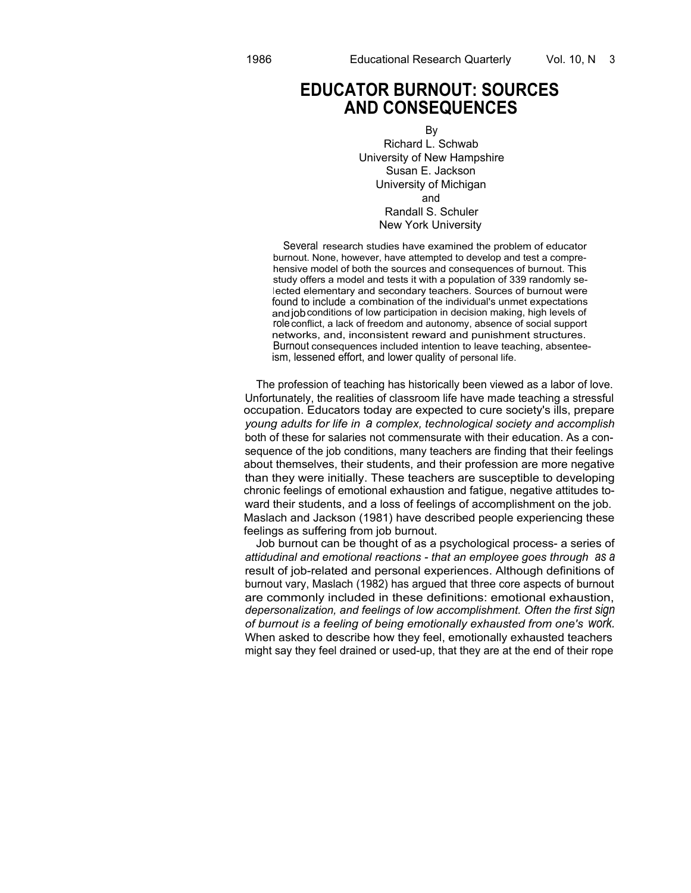# EDUCATOR BURNOUT: SOURCES AND CONSEQUENCES

By

Richard L. Schwab
University of New Hampshire

Susan E. Jackson
University of Michigan

and

Randall S. Schuler
New York University

Several research studies have examined the problem of educator burnout. None, however, have attempted to develop and test a comprehensive model of both the sources and consequences of burnout. This study offers a model and tests it with a population of 339 randomly selected elementary and secondary teachers. Sources of burnout were found to include a combination of the individual's unmet expectations and job conditions of low participation in decision making, high levels of role conflict, a lack of freedom and autonomy, absence of social support networks, and, inconsistent reward and punishment structures. Burnout consequences included intention to leave teaching, absenteeism, lessened effort, and lower quality of personal life.

The profession of teaching has historically been viewed as a labor of love. Unfortunately, the realities of classroom life have made teaching a stressful occupation. Educators today are expected to cure society's ills, prepare young adults for life in a complex, technological society and accomplish both of these for salaries not commensurate with their education. As a consequence of the job conditions, many teachers are finding that their feelings about themselves, their students, and their profession are more negative than they were initially. These teachers are susceptible to developing chronic feelings of emotional exhaustion and fatigue, negative attitudes toward their students, and a loss of feelings of accomplishment on the job. Maslach and Jackson (1981) have described people experiencing these feelings as suffering from job burnout.

Job burnout can be thought of as a psychological process- a series of attidudinal and emotional reactions - that an employee goes through as a result of job-related and personal experiences. Although definitions of burnout vary, Maslach (1982) has argued that three core aspects of burnout are commonly included in these definitions: emotional exhaustion, depersonalization, and feelings of low accomplishment. Often the first sign of burnout is a feeling of being emotionally exhausted from one's work. When asked to describe how they feel, emotionally exhausted teachers might say they feel drained or used-up, that they are at the end of their rope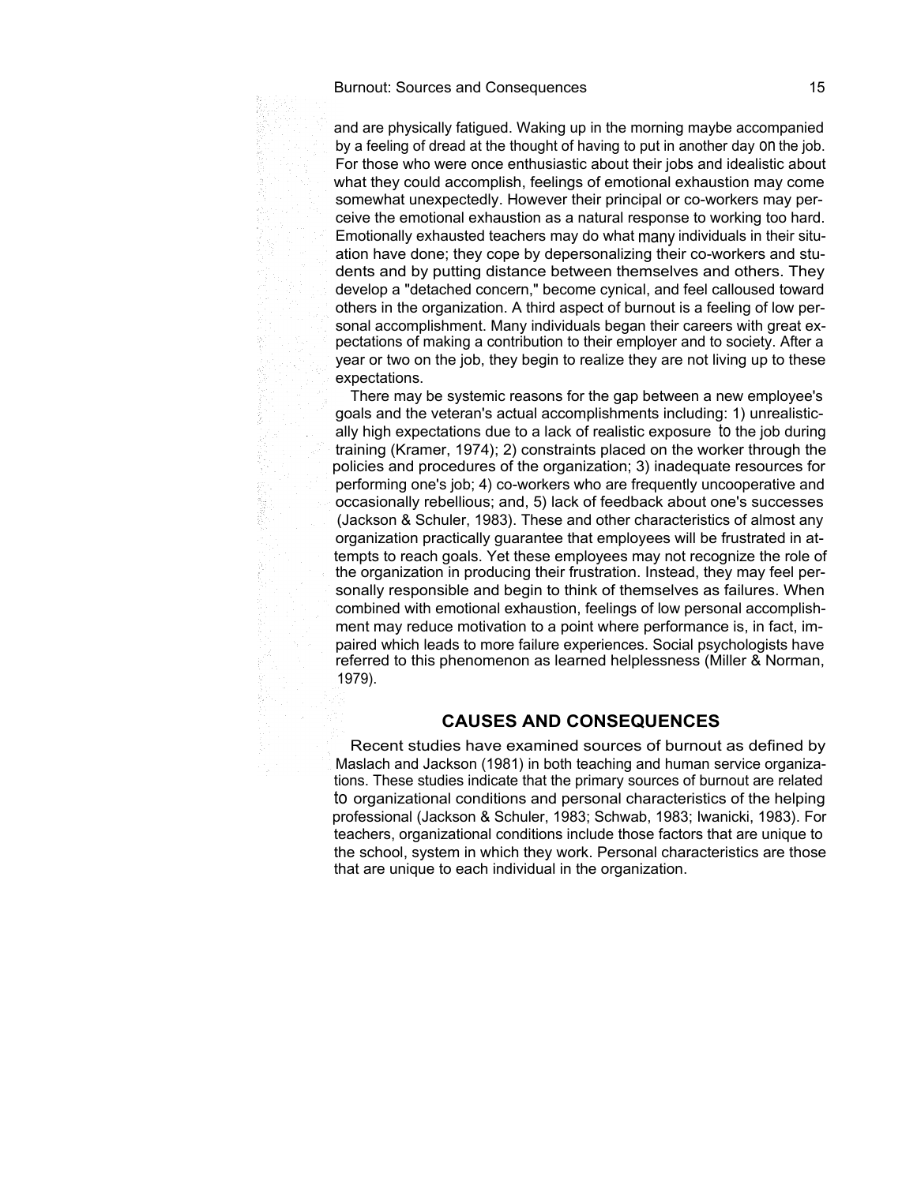and are physically fatigued. Waking up in the morning maybe accompanied by a feeling of dread at the thought of having to put in another day on the job. For those who were once enthusiastic about their jobs and idealistic about what they could accomplish, feelings of emotional exhaustion may come somewhat unexpectedly. However their principal or co-workers may perceive the emotional exhaustion as a natural response to working too hard. Emotionally exhausted teachers may do what many individuals in their situation have done; they cope by depersonalizing their co-workers and students and by putting distance between themselves and others. They develop a "detached concern," become cynical, and feel calloused toward others in the organization. A third aspect of burnout is a feeling of low personal accomplishment. Many individuals began their careers with great expectations of making a contribution to their employer and to society. After a year or two on the job, they begin to realize they are not living up to these expectations.

There may be systemic reasons for the gap between a new employee's goals and the veteran's actual accomplishments including: 1) unrealistically high expectations due to a lack of realistic exposure to the job during training (Kramer, 1974); 2) constraints placed on the worker through the policies and procedures of the organization; 3) inadequate resources for performing one's job; 4) co-workers who are frequently uncooperative and occasionally rebellious; and, 5) lack of feedback about one's successes (Jackson & Schuler, 1983). These and other characteristics of almost any organization practically guarantee that employees will be frustrated in attempts to reach goals. Yet these employees may not recognize the role of the organization in producing their frustration. Instead, they may feel personally responsible and begin to think of themselves as failures. When combined with emotional exhaustion, feelings of low personal accomplishment may reduce motivation to a point where performance is, in fact, impaired which leads to more failure experiences. Social psychologists have referred to this phenomenon as learned helplessness (Miller & Norman, 1979).

## CAUSES AND CONSEQUENCES

Recent studies have examined sources of burnout as defined by Maslach and Jackson (1981) in both teaching and human service organizations. These studies indicate that the primary sources of burnout are related to organizational conditions and personal characteristics of the helping professional (Jackson & Schuler, 1983; Schwab, 1983; Iwanicki, 1983). For teachers, organizational conditions include those factors that are unique to the school, system in which they work. Personal characteristics are those that are unique to each individual in the organization.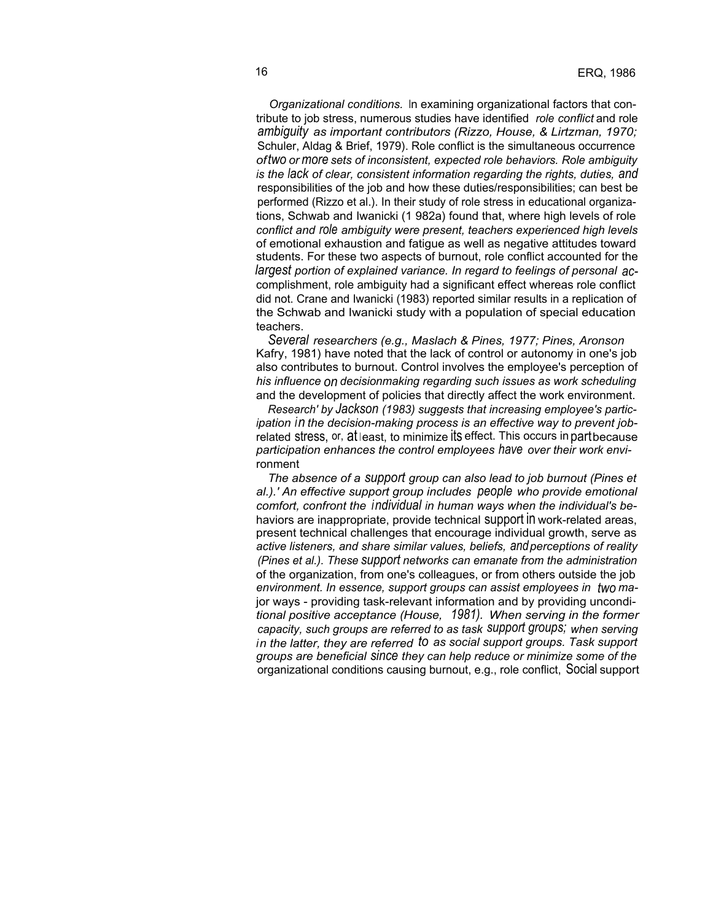*Organizational conditions.* In examining organizational factors that contribute to job stress, numerous studies have identified *role conflict* and role ambiguity as important contributors (Rizzo, House, & Lirtzman, 1970; Schuler, Aldag & Brief, 1979). Role conflict is the simultaneous occurrence of two or more sets of inconsistent, expected role behaviors. Role ambiguity is the lack of clear, consistent information regarding the rights, duties, and responsibilities of the job and how these duties/responsibilities; can best be performed (Rizzo et al.). In their study of role stress in educational organizations, Schwab and Iwanicki (1 982a) found that, where high levels of role conflict and role ambiguity were present, teachers experienced high levels of emotional exhaustion and fatigue as well as negative attitudes toward students. For these two aspects of burnout, role conflict accounted for the largest portion of explained variance. In regard to feelings of personal accomplishment, role ambiguity had a significant effect whereas role conflict did not. Crane and Iwanicki (1983) reported similar results in a replication of the Schwab and Iwanicki study with a population of special education teachers.

Several researchers (e.g., Maslach & Pines, 1977; Pines, Aronson Kafry, 1981) have noted that the lack of control or autonomy in one's job also contributes to burnout. Control involves the employee's perception of his influence on decisionmaking regarding such issues as work scheduling and the development of policies that directly affect the work environment.

Research' by Jackson (1983) suggests that increasing employee's participation in the decision-making process is an effective way to prevent job-related stress, or, at least, to minimize its effect. This occurs in part because participation enhances the control employees have over their work environment

The absence of a support group can also lead to job burnout (Pines et al.).' An effective support group includes people who provide emotional comfort, confront the individual in human ways when the individual's behaviors are inappropriate, provide technical support in work-related areas, present technical challenges that encourage individual growth, serve as active listeners, and share similar values, beliefs, and perceptions of reality (Pines et al.). These support networks can emanate from the administration of the organization, from one's colleagues, or from others outside the job environment. In essence, support groups can assist employees in two major ways - providing task-relevant information and by providing unconditional positive acceptance (House, 1981). When serving in the former capacity, such groups are referred to as task support groups; when serving in the latter, they are referred to as social support groups. Task support groups are beneficial since they can help reduce or minimize some of the organizational conditions causing burnout, e.g., role conflict, Social support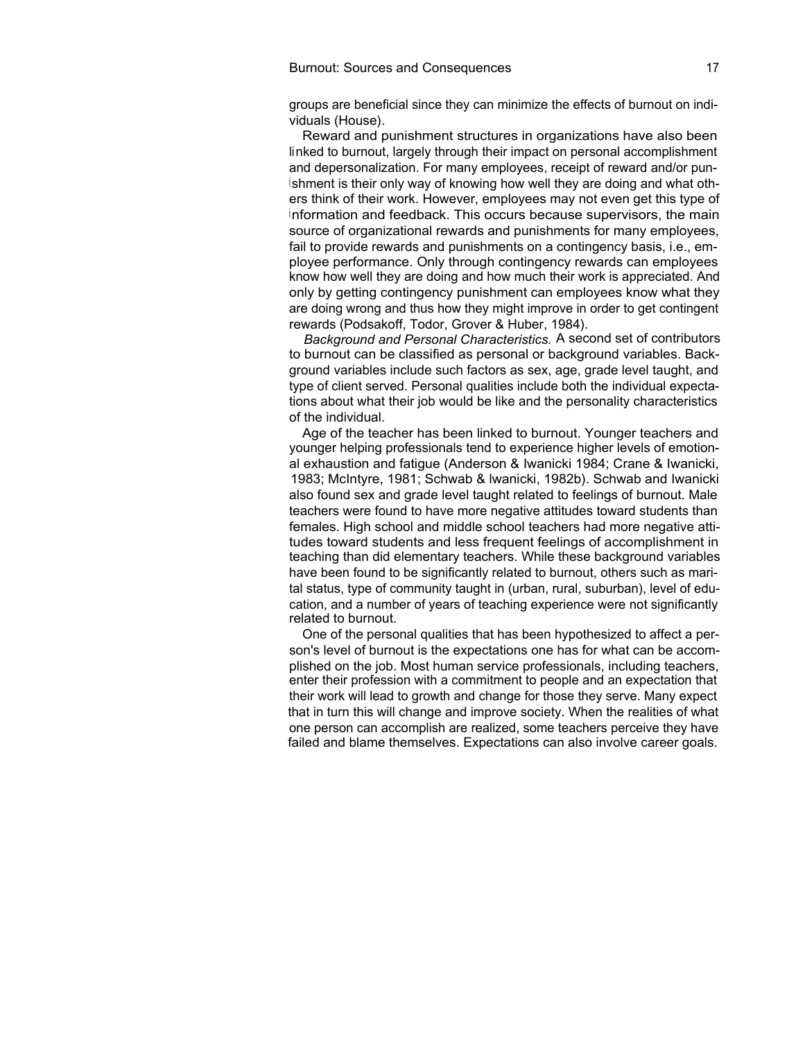groups are beneficial since they can minimize the effects of burnout on individuals (House).

Reward and punishment structures in organizations have also been linked to burnout, largely through their impact on personal accomplishment and depersonalization. For many employees, receipt of reward and/or punishment is their only way of knowing how well they are doing and what others think of their work. However, employees may not even get this type of information and feedback. This occurs because supervisors, the main source of organizational rewards and punishments for many employees, fail to provide rewards and punishments on a contingency basis, i.e., employee performance. Only through contingency rewards can employees know how well they are doing and how much their work is appreciated. And only by getting contingency punishment can employees know what they are doing wrong and thus how they might improve in order to get contingent rewards (Podsakoff, Todor, Grover & Huber, 1984).

*Background and Personal Characteristics.* A second set of contributors to burnout can be classified as personal or background variables. Background variables include such factors as sex, age, grade level taught, and type of client served. Personal qualities include both the individual expectations about what their job would be like and the personality characteristics of the individual.

Age of the teacher has been linked to burnout. Younger teachers and younger helping professionals tend to experience higher levels of emotional exhaustion and fatigue (Anderson & Iwanicki 1984; Crane & Iwanicki, 1983; McIntyre, 1981; Schwab & Iwanicki, 1982b). Schwab and Iwanicki also found sex and grade level taught related to feelings of burnout. Male teachers were found to have more negative attitudes toward students than females. High school and middle school teachers had more negative attitudes toward students and less frequent feelings of accomplishment in teaching than did elementary teachers. While these background variables have been found to be significantly related to burnout, others such as marital status, type of community taught in (urban, rural, suburban), level of education, and a number of years of teaching experience were not significantly related to burnout.

One of the personal qualities that has been hypothesized to affect a person's level of burnout is the expectations one has for what can be accomplished on the job. Most human service professionals, including teachers, enter their profession with a commitment to people and an expectation that their work will lead to growth and change for those they serve. Many expect that in turn this will change and improve society. When the realities of what one person can accomplish are realized, some teachers perceive they have failed and blame themselves. Expectations can also involve career goals.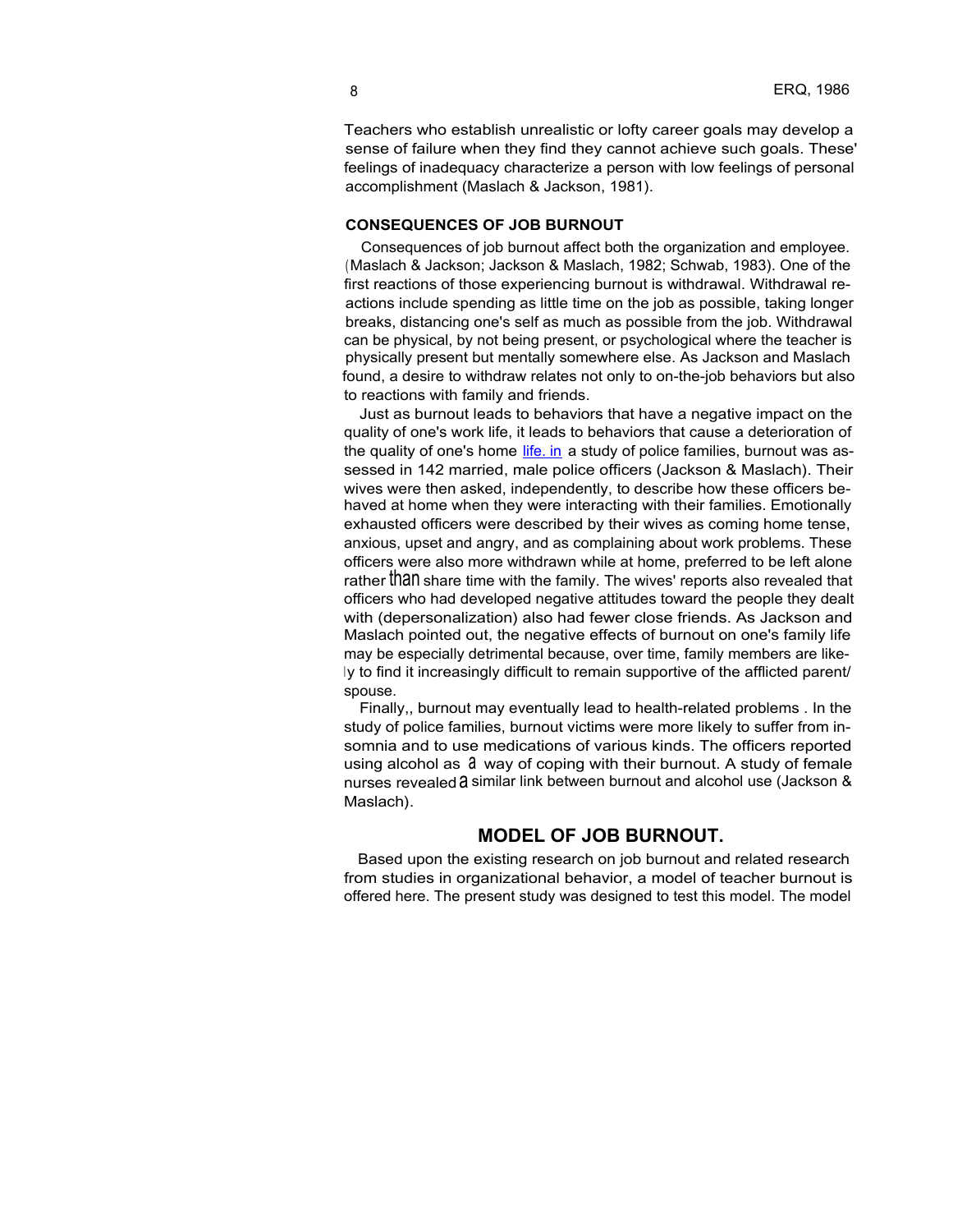Teachers who establish unrealistic or lofty career goals may develop a sense of failure when they find they cannot achieve such goals. These' feelings of inadequacy characterize a person with low feelings of personal accomplishment (Maslach & Jackson, 1981).

## CONSEQUENCES OF JOB BURNOUT

Consequences of job burnout affect both the organization and employee. (Maslach & Jackson; Jackson & Maslach, 1982; Schwab, 1983). One of the first reactions of those experiencing burnout is withdrawal. Withdrawal reactions include spending as little time on the job as possible, taking longer breaks, distancing one's self as much as possible from the job. Withdrawal can be physical, by not being present, or psychological where the teacher is physically present but mentally somewhere else. As Jackson and Maslach found, a desire to withdraw relates not only to on-the-job behaviors but also to reactions with family and friends.

Just as burnout leads to behaviors that have a negative impact on the quality of one's work life, it leads to behaviors that cause a deterioration of the quality of one's home life. in a study of police families, burnout was assessed in 142 married, male police officers (Jackson & Maslach). Their wives were then asked, independently, to describe how these officers behaved at home when they were interacting with their families. Emotionally exhausted officers were described by their wives as coming home tense, anxious, upset and angry, and as complaining about work problems. These officers were also more withdrawn while at home, preferred to be left alone rather than share time with the family. The wives' reports also revealed that officers who had developed negative attitudes toward the people they dealt with (depersonalization) also had fewer close friends. As Jackson and Maslach pointed out, the negative effects of burnout on one's family life may be especially detrimental because, over time, family members are likely to find it increasingly difficult to remain supportive of the afflicted parent/spouse.

Finally,, burnout may eventually lead to health-related problems . In the study of police families, burnout victims were more likely to suffer from insomnia and to use medications of various kinds. The officers reported using alcohol as a way of coping with their burnout. A study of female nurses revealed a similar link between burnout and alcohol use (Jackson & Maslach).

## MODEL OF JOB BURNOUT.

Based upon the existing research on job burnout and related research from studies in organizational behavior, a model of teacher burnout is offered here. The present study was designed to test this model. The model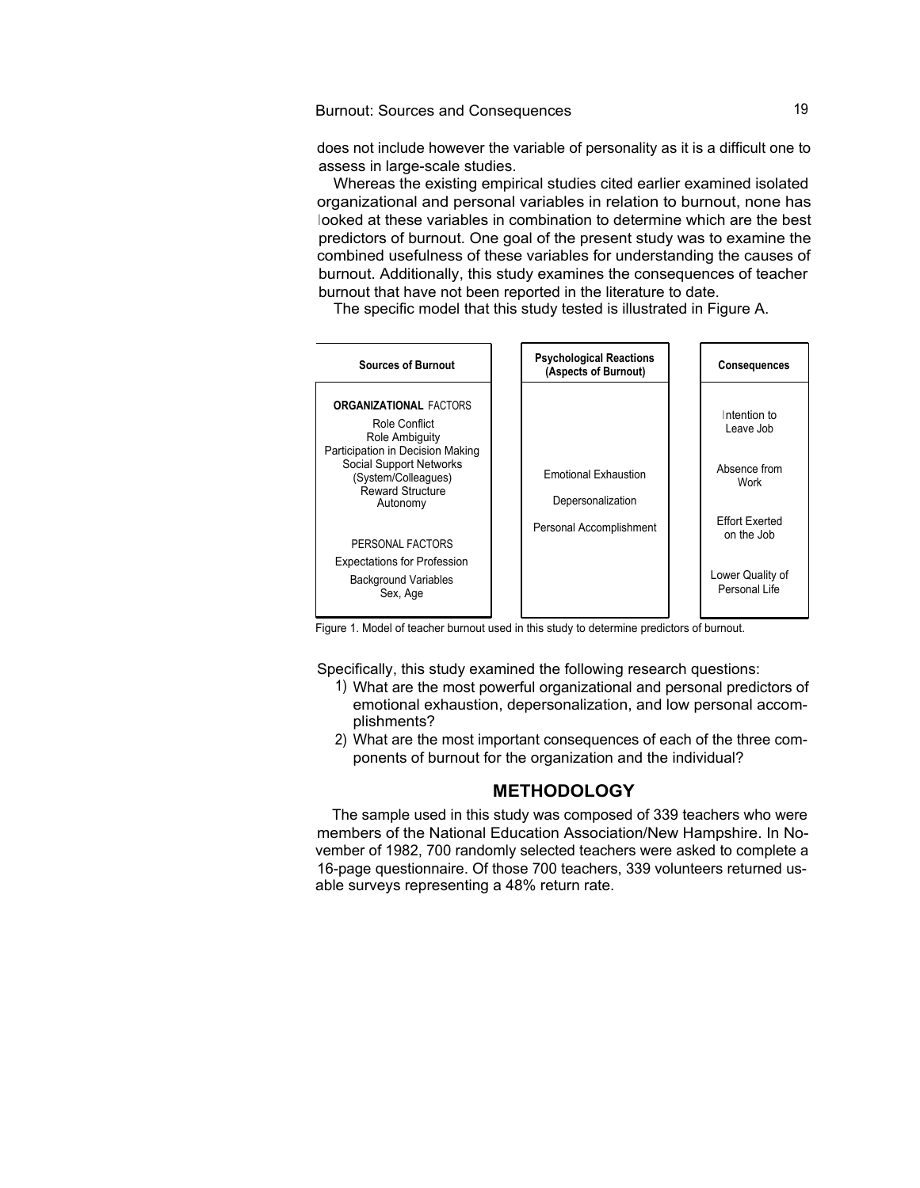does not include however the variable of personality as it is a difficult one to assess in large-scale studies.

Whereas the existing empirical studies cited earlier examined isolated organizational and personal variables in relation to burnout, none has looked at these variables in combination to determine which are the best predictors of burnout. One goal of the present study was to examine the combined usefulness of these variables for understanding the causes of burnout. Additionally, this study examines the consequences of teacher burnout that have not been reported in the literature to date.

The specific model that this study tested is illustrated in Figure A.

| Sources of Burnout | Psychological Reactions (Aspects of Burnout) | Consequences |
|---|---|---|
| **ORGANIZATIONAL** FACTORS<br>Role Conflict<br>Role Ambiguity<br>Participation in Decision Making<br>Social Support Networks (System/Colleagues)<br>Reward Structure<br>Autonomy<br><br>PERSONAL FACTORS<br>Expectations for Profession<br>Background Variables<br>Sex, Age | Emotional Exhaustion<br>Depersonalization<br>Personal Accomplishment | Intention to Leave Job<br>Absence from Work<br>Effort Exerted on the Job<br>Lower Quality of Personal Life |

Figure 1. Model of teacher burnout used in this study to determine predictors of burnout.

Specifically, this study examined the following research questions:

1) What are the most powerful organizational and personal predictors of emotional exhaustion, depersonalization, and low personal accomplishments?
2) What are the most important consequences of each of the three components of burnout for the organization and the individual?

## METHODOLOGY

The sample used in this study was composed of 339 teachers who were members of the National Education Association/New Hampshire. In November of 1982, 700 randomly selected teachers were asked to complete a 16-page questionnaire. Of those 700 teachers, 339 volunteers returned usable surveys representing a 48% return rate.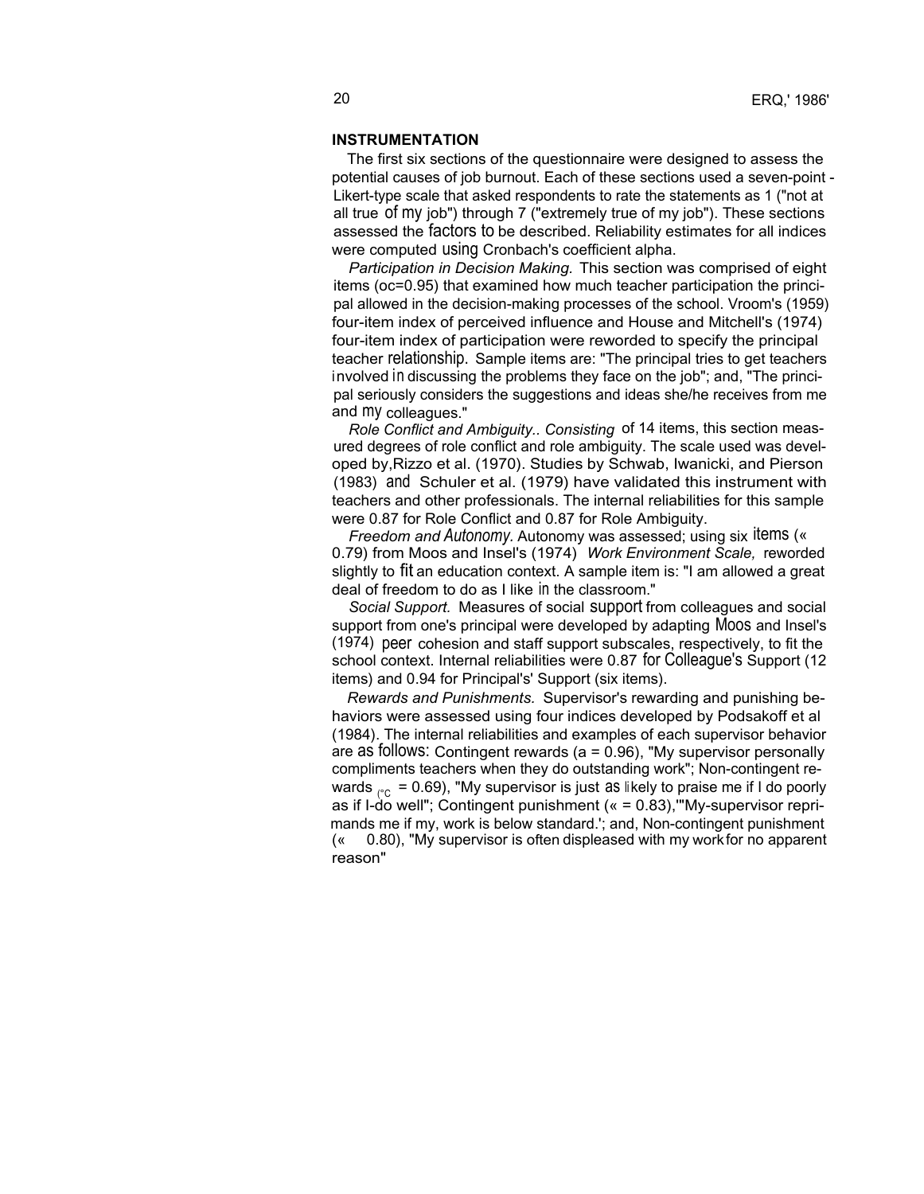## INSTRUMENTATION

The first six sections of the questionnaire were designed to assess the potential causes of job burnout. Each of these sections used a seven-point Likert-type scale that asked respondents to rate the statements as 1 ("not at all true of my job") through 7 ("extremely true of my job"). These sections assessed the factors to be described. Reliability estimates for all indices were computed using Cronbach's coefficient alpha.

*Participation in Decision Making.* This section was comprised of eight items ($\alpha$=0.95) that examined how much teacher participation the principal allowed in the decision-making processes of the school. Vroom's (1959) four-item index of perceived influence and House and Mitchell's (1974) four-item index of participation were reworded to specify the principal teacher relationship. Sample items are: "The principal tries to get teachers involved in discussing the problems they face on the job"; and, "The principal seriously considers the suggestions and ideas she/he receives from me and my colleagues."

*Role Conflict and Ambiguity.. Consisting* of 14 items, this section measured degrees of role conflict and role ambiguity. The scale used was developed by,Rizzo et al. (1970). Studies by Schwab, Iwanicki, and Pierson (1983) and Schuler et al. (1979) have validated this instrument with teachers and other professionals. The internal reliabilities for this sample were 0.87 for Role Conflict and 0.87 for Role Ambiguity.

*Freedom and Autonomy.* Autonomy was assessed; using six items ($\alpha$ = 0.79) from Moos and Insel's (1974) *Work Environment Scale,* reworded slightly to fit an education context. A sample item is: "I am allowed a great deal of freedom to do as I like in the classroom."

*Social Support.* Measures of social support from colleagues and social support from one's principal were developed by adapting Moos and Insel's (1974) peer cohesion and staff support subscales, respectively, to fit the school context. Internal reliabilities were 0.87 for Colleague's Support (12 items) and 0.94 for Principal's' Support (six items).

*Rewards and Punishments.* Supervisor's rewarding and punishing behaviors were assessed using four indices developed by Podsakoff et al (1984). The internal reliabilities and examples of each supervisor behavior are as follows: Contingent rewards ($\alpha$ = 0.96), "My supervisor personally compliments teachers when they do outstanding work"; Non-contingent rewards ($\alpha$ = 0.69), "My supervisor is just as likely to praise me if I do poorly as if I do well"; Contingent punishment ($\alpha$ = 0.83),"My supervisor reprimands me if my, work is below standard.'; and, Non-contingent punishment ($\alpha$ = 0.80), "My supervisor is often displeased with my work for no apparent reason"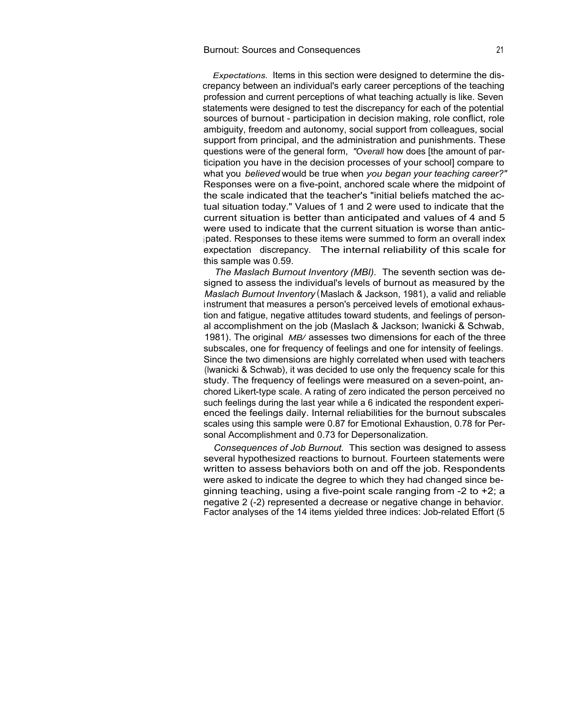*Expectations.* Items in this section were designed to determine the discrepancy between an individual's early career perceptions of the teaching profession and current perceptions of what teaching actually is like. Seven statements were designed to test the discrepancy for each of the potential sources of burnout - participation in decision making, role conflict, role ambiguity, freedom and autonomy, social support from colleagues, social support from principal, and the administration and punishments. These questions were of the general form, *"Overall* how does [the amount of participation you have in the decision processes of your school] compare to what you *believed* would be true when *you began your teaching career?"* Responses were on a five-point, anchored scale where the midpoint of the scale indicated that the teacher's "initial beliefs matched the actual situation today." Values of 1 and 2 were used to indicate that the current situation is better than anticipated and values of 4 and 5 were used to indicate that the current situation is worse than anticipated. Responses to these items were summed to form an overall index expectation discrepancy. The internal reliability of this scale for this sample was 0.59.

*The Maslach Burnout Inventory (MBI).* The seventh section was designed to assess the individual's levels of burnout as measured by the *Maslach Burnout Inventory* (Maslach & Jackson, 1981), a valid and reliable instrument that measures a person's perceived levels of emotional exhaustion and fatigue, negative attitudes toward students, and feelings of personal accomplishment on the job (Maslach & Jackson; Iwanicki & Schwab, 1981). The original *MB/* assesses two dimensions for each of the three subscales, one for frequency of feelings and one for intensity of feelings. Since the two dimensions are highly correlated when used with teachers (Iwanicki & Schwab), it was decided to use only the frequency scale for this study. The frequency of feelings were measured on a seven-point, anchored Likert-type scale. A rating of zero indicated the person perceived no such feelings during the last year while a 6 indicated the respondent experienced the feelings daily. Internal reliabilities for the burnout subscales scales using this sample were 0.87 for Emotional Exhaustion, 0.78 for Personal Accomplishment and 0.73 for Depersonalization.

*Consequences of Job Burnout.* This section was designed to assess several hypothesized reactions to burnout. Fourteen statements were written to assess behaviors both on and off the job. Respondents were asked to indicate the degree to which they had changed since beginning teaching, using a five-point scale ranging from -2 to +2; a negative 2 (-2) represented a decrease or negative change in behavior. Factor analyses of the 14 items yielded three indices: Job-related Effort (5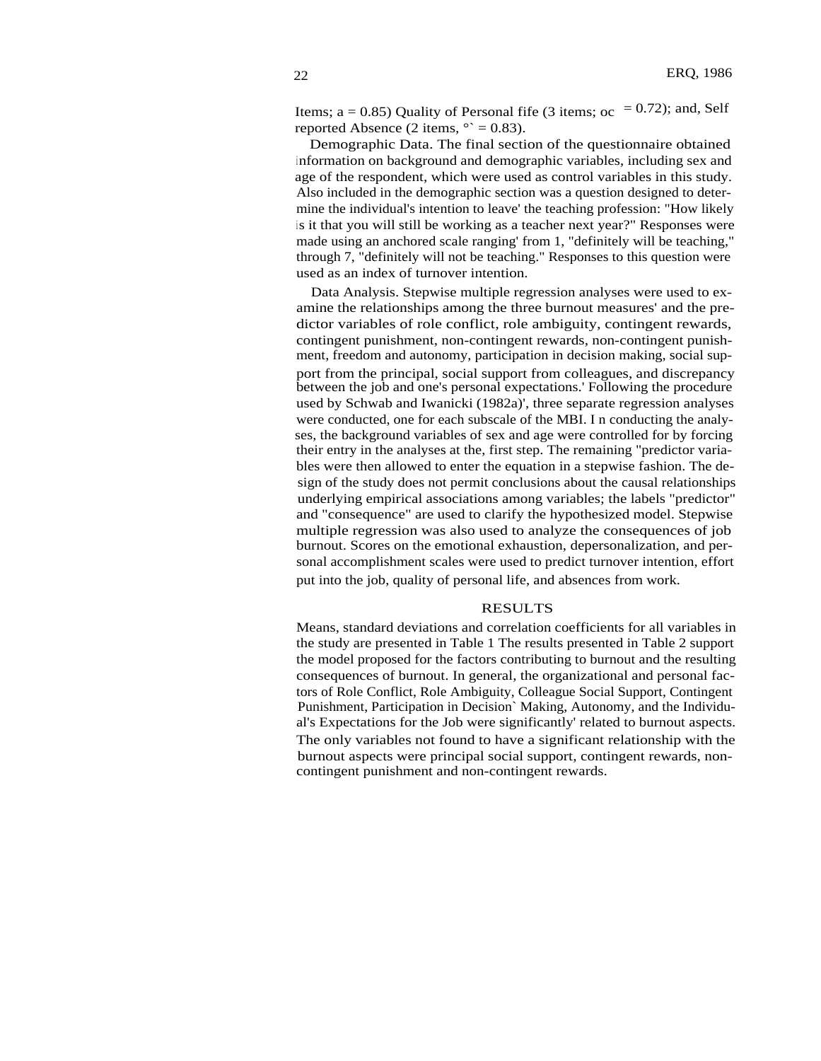Items; a = 0.85) Quality of Personal fife (3 items; oc = 0.72); and, Self reported Absence (2 items, °` = 0.83).

Demographic Data. The final section of the questionnaire obtained information on background and demographic variables, including sex and age of the respondent, which were used as control variables in this study. Also included in the demographic section was a question designed to determine the individual's intention to leave' the teaching profession: "How likely is it that you will still be working as a teacher next year?" Responses were made using an anchored scale ranging' from 1, "definitely will be teaching," through 7, "definitely will not be teaching." Responses to this question were used as an index of turnover intention.

Data Analysis. Stepwise multiple regression analyses were used to examine the relationships among the three burnout measures' and the predictor variables of role conflict, role ambiguity, contingent rewards, contingent punishment, non-contingent rewards, non-contingent punishment, freedom and autonomy, participation in decision making, social support from the principal, social support from colleagues, and discrepancy between the job and one's personal expectations.' Following the procedure used by Schwab and Iwanicki (1982a)', three separate regression analyses were conducted, one for each subscale of the MBI. I n conducting the analyses, the background variables of sex and age were controlled for by forcing their entry in the analyses at the, first step. The remaining "predictor variables were then allowed to enter the equation in a stepwise fashion. The design of the study does not permit conclusions about the causal relationships underlying empirical associations among variables; the labels "predictor" and "consequence" are used to clarify the hypothesized model. Stepwise multiple regression was also used to analyze the consequences of job burnout. Scores on the emotional exhaustion, depersonalization, and personal accomplishment scales were used to predict turnover intention, effort put into the job, quality of personal life, and absences from work.

## RESULTS

Means, standard deviations and correlation coefficients for all variables in the study are presented in Table 1 The results presented in Table 2 support the model proposed for the factors contributing to burnout and the resulting consequences of burnout. In general, the organizational and personal factors of Role Conflict, Role Ambiguity, Colleague Social Support, Contingent Punishment, Participation in Decision` Making, Autonomy, and the Individual's Expectations for the Job were significantly' related to burnout aspects. The only variables not found to have a significant relationship with the burnout aspects were principal social support, contingent rewards, non-contingent punishment and non-contingent rewards.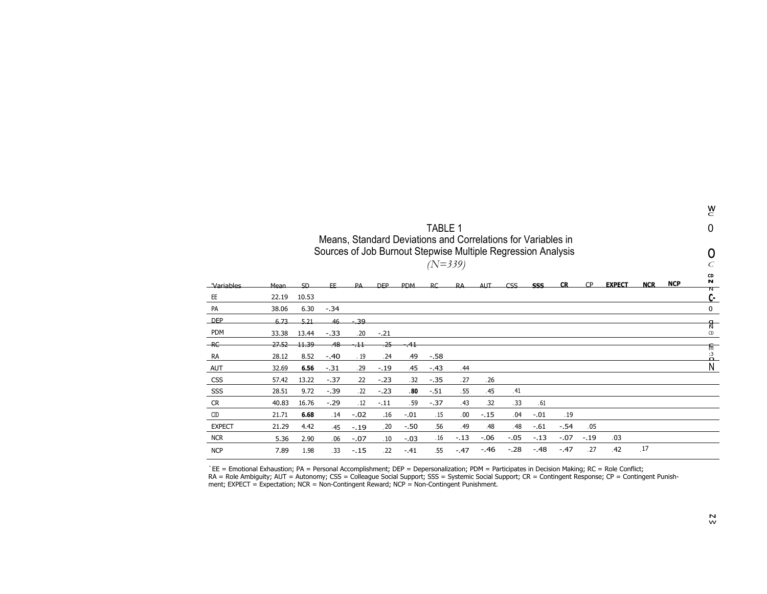TABLE 1
Means, Standard Deviations and Correlations for Variables in
Sources of Job Burnout Stepwise Multiple Regression Analysis
*(N=339)*

| 'Variables | Mean | SD | EE | PA | DEP | PDM | RC | RA | AUT | CSS | **SSS** | **CR** | CP | **EXPECT** | **NCR** | **NCP** |
|---|---|---|---|---|---|---|---|---|---|---|---|---|---|---|---|---|
| EE | 22.19 | 10.53 | | | | | | | | | | | | | | |
| PA | 38.06 | 6.30 | -.34 | | | | | | | | | | | | | |
| DEP | 6.73 | 5.21 | .46 | -.39 | | | | | | | | | | | | |
| PDM | 33.38 | 13.44 | -.33 | .20 | -.21 | | | | | | | | | | | |
| RC | 27.52 | 11.39 | .48 | -.11 | .25 | -.41 | | | | | | | | | | |
| RA | 28.12 | 8.52 | -.40 | .19 | .24 | .49 | -.58 | | | | | | | | | |
| AUT | 32.69 | **6.56** | -.31 | .29 | -.19 | .45 | -.43 | .44 | | | | | | | | |
| CSS | 57.42 | 13.22 | -.37 | .22 | -.23 | .32 | -.35 | .27 | .26 | | | | | | | |
| SSS | 28.51 | 9.72 | -.39 | .22 | -.23 | **.80** | -.51 | .55 | .45 | .41 | | | | | | |
| CR | 40.83 | 16.76 | -.29 | .12 | -.11 | .59 | -.37 | .43 | .32 | .33 | .61 | | | | | |
| CID | 21.71 | **6.68** | .14 | -.02 | .16 | -.01 | .15 | .00 | -.15 | .04 | -.01 | .19 | | | | |
| EXPECT | 21.29 | 4.42 | .45 | -.19 | .20 | -.50 | .56 | .49 | .48 | .48 | -.61 | -.54 | .05 | | | |
| NCR | 5.36 | 2.90 | .06 | -.07 | .10 | -.03 | .16 | -.13 | -.06 | -.05 | -.13 | -.07 | -.19 | .03 | | |
| NCP | 7.89 | 1.98 | .33 | -.15 | .22 | -.41 | .55 | -.47 | -.46 | -.28 | -.48 | -.47 | .27 | .42 | .17 | |

`EE = Emotional Exhaustion; PA = Personal Accomplishment; DEP = Depersonalization; PDM = Participates in Decision Making; RC = Role Conflict; RA = Role Ambiguity; AUT = Autonomy; CSS = Colleague Social Support; SSS = Systemic Social Support; CR = Contingent Response; CP = Contingent Punishment; EXPECT = Expectation; NCR = Non-Contingent Reward; NCP = Non-Contingent Punishment.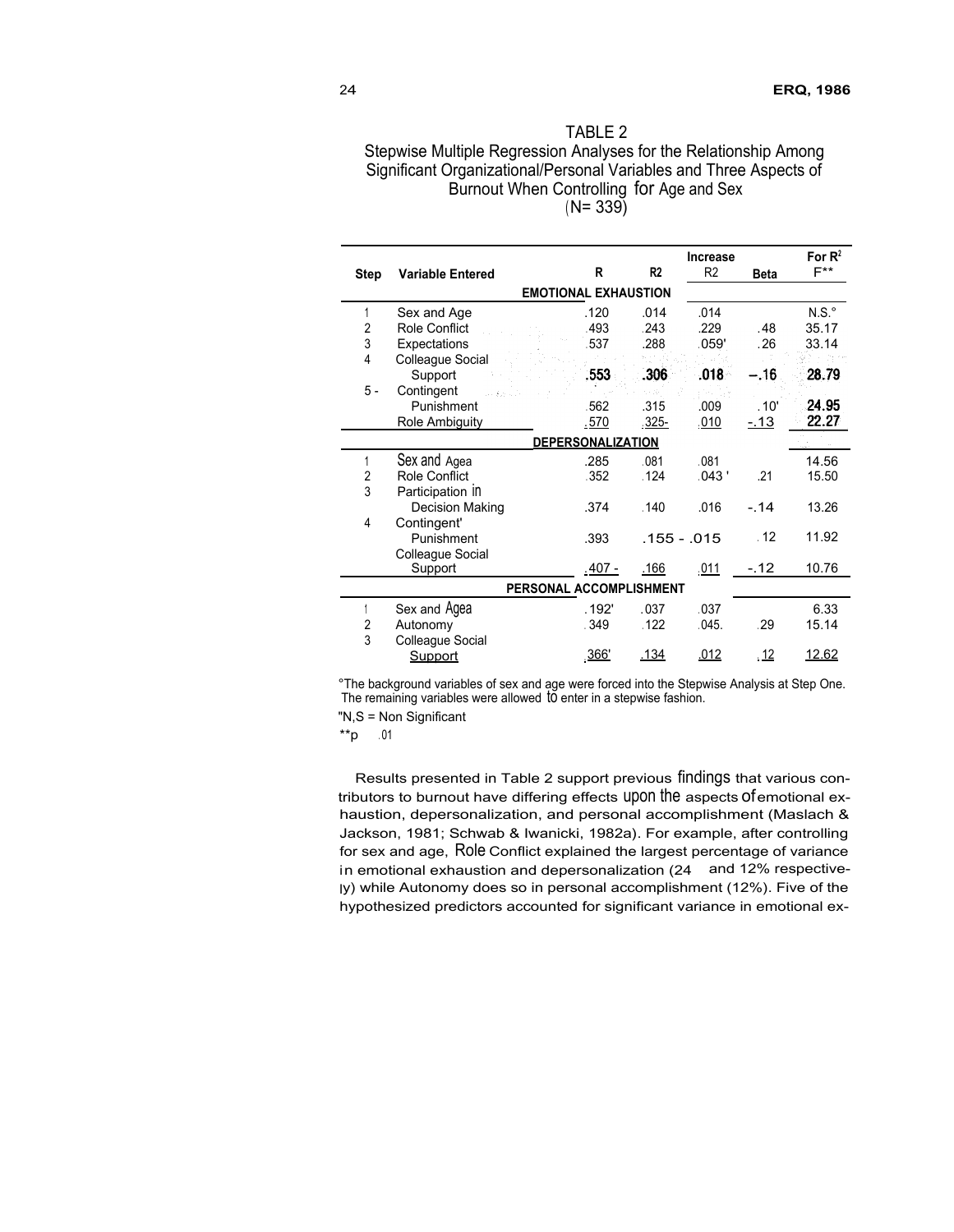TABLE 2

Stepwise Multiple Regression Analyses for the Relationship Among Significant Organizational/Personal Variables and Three Aspects of Burnout When Controlling for Age and Sex (N= 339)

| Step | Variable Entered | R | R2 | Increase R2 | Beta | For $R^2$ F** |
|---|---|---|---|---|---|---|
| | **EMOTIONAL EXHAUSTION** | | | | | |
| 1 | Sex and Age | .120 | .014 | .014 | | N.S.° |
| 2 | Role Conflict | .493 | .243 | .229 | .48 | 35.17 |
| 3 | Expectations | .537 | .288 | .059' | .26 | 33.14 |
| 4 | Colleague Social Support | .553 | .306 | .018 | −.16 | 28.79 |
| 5 - | Contingent Punishment | .562 | .315 | .009 | .10' | 24.95 |
| | Role Ambiguity | .570 | .325- | .010 | -.13 | 22.27 |
| | **DEPERSONALIZATION** | | | | | |
| 1 | Sex and Agea | .285 | .081 | .081 | | 14.56 |
| 2 | Role Conflict | .352 | .124 | .043 ' | .21 | 15.50 |
| 3 | Participation in Decision Making | .374 | .140 | .016 | -.14 | 13.26 |
| 4 | Contingent' Punishment | .393 | .155 | .015 | .12 | 11.92 |
| | Colleague Social Support | .407 - | .166 | .011 | -.12 | 10.76 |
| | **PERSONAL ACCOMPLISHMENT** | | | | | |
| 1 | Sex and Agea | .192' | .037 | .037 | | 6.33 |
| 2 | Autonomy | .349 | .122 | .045. | .29 | 15.14 |
| 3 | Colleague Social Support | .366' | .134 | .012 | .12 | 12.62 |

°The background variables of sex and age were forced into the Stepwise Analysis at Step One. The remaining variables were allowed to enter in a stepwise fashion.

"N,S = Non Significant

**p .01

Results presented in Table 2 support previous findings that various contributors to burnout have differing effects upon the aspects of emotional exhaustion, depersonalization, and personal accomplishment (Maslach & Jackson, 1981; Schwab & Iwanicki, 1982a). For example, after controlling for sex and age, Role Conflict explained the largest percentage of variance in emotional exhaustion and depersonalization (24 and 12% respectively) while Autonomy does so in personal accomplishment (12%). Five of the hypothesized predictors accounted for significant variance in emotional ex-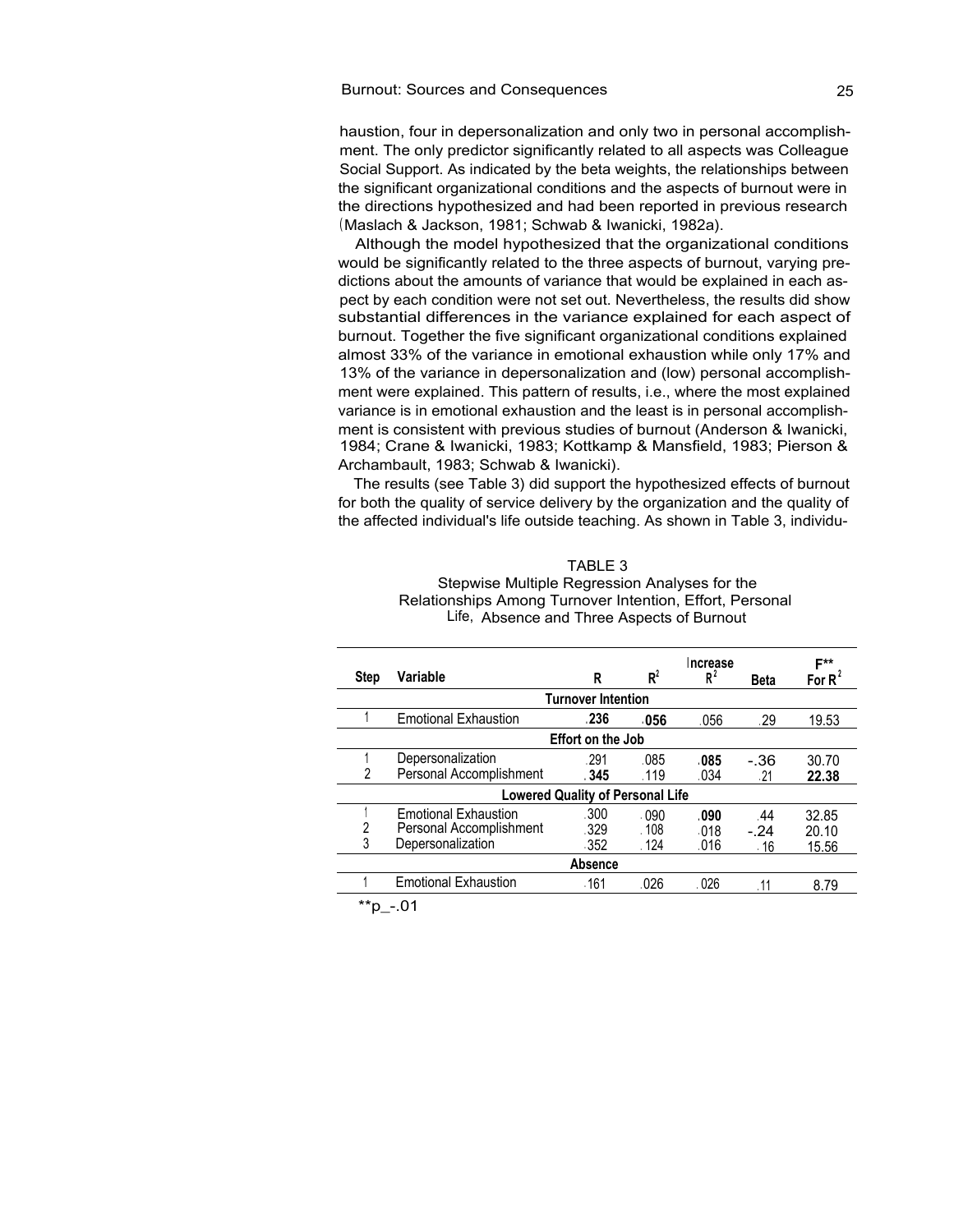haustion, four in depersonalization and only two in personal accomplishment. The only predictor significantly related to all aspects was Colleague Social Support. As indicated by the beta weights, the relationships between the significant organizational conditions and the aspects of burnout were in the directions hypothesized and had been reported in previous research (Maslach & Jackson, 1981; Schwab & Iwanicki, 1982a).

Although the model hypothesized that the organizational conditions would be significantly related to the three aspects of burnout, varying predictions about the amounts of variance that would be explained in each aspect by each condition were not set out. Nevertheless, the results did show substantial differences in the variance explained for each aspect of burnout. Together the five significant organizational conditions explained almost 33% of the variance in emotional exhaustion while only 17% and 13% of the variance in depersonalization and (low) personal accomplishment were explained. This pattern of results, i.e., where the most explained variance is in emotional exhaustion and the least is in personal accomplishment is consistent with previous studies of burnout (Anderson & Iwanicki, 1984; Crane & Iwanicki, 1983; Kottkamp & Mansfield, 1983; Pierson & Archambault, 1983; Schwab & Iwanicki).

The results (see Table 3) did support the hypothesized effects of burnout for both the quality of service delivery by the organization and the quality of the affected individual's life outside teaching. As shown in Table 3, individu-

TABLE 3
Stepwise Multiple Regression Analyses for the Relationships Among Turnover Intention, Effort, Personal Life, Absence and Three Aspects of Burnout

| Step | Variable | R | $R^2$ | Increase $R^2$ | Beta | F** For $R^2$ |
|---|---|---|---|---|---|---|
| | **Turnover Intention** | | | | | |
| 1 | Emotional Exhaustion | .236 | .056 | .056 | .29 | 19.53 |
| | **Effort on the Job** | | | | | |
| 1 | Depersonalization | .291 | .085 | .085 | -.36 | 30.70 |
| 2 | Personal Accomplishment | .345 | .119 | .034 | .21 | 22.38 |
| | **Lowered Quality of Personal Life** | | | | | |
| 1 | Emotional Exhaustion | .300 | .090 | .090 | .44 | 32.85 |
| 2 | Personal Accomplishment | .329 | .108 | .018 | -.24 | 20.10 |
| 3 | Depersonalization | .352 | .124 | .016 | .16 | 15.56 |
| | **Absence** | | | | | |
| 1 | Emotional Exhaustion | .161 | .026 | .026 | .11 | 8.79 |

$^{**}p \leq .01$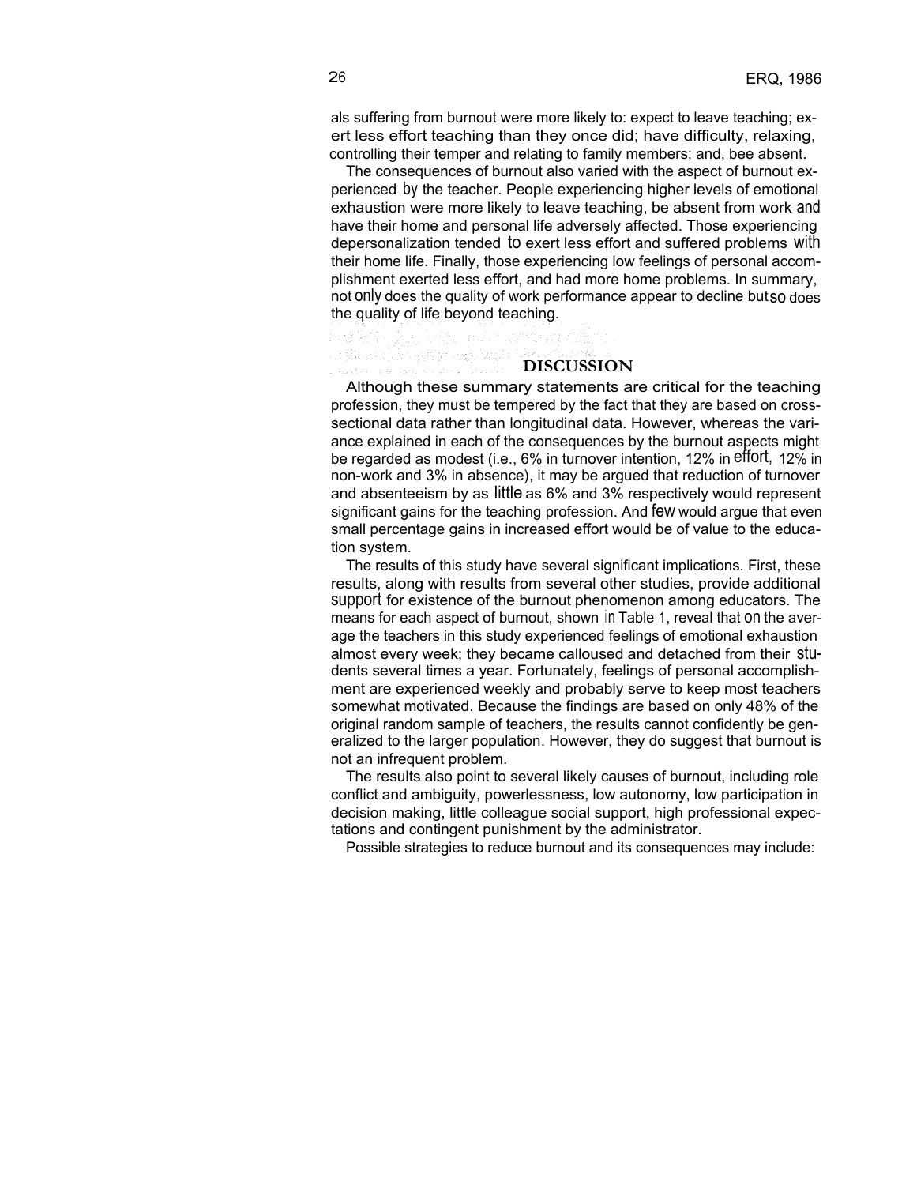als suffering from burnout were more likely to: expect to leave teaching; exert less effort teaching than they once did; have difficulty, relaxing, controlling their temper and relating to family members; and, bee absent.

The consequences of burnout also varied with the aspect of burnout experienced by the teacher. People experiencing higher levels of emotional exhaustion were more likely to leave teaching, be absent from work and have their home and personal life adversely affected. Those experiencing depersonalization tended to exert less effort and suffered problems with their home life. Finally, those experiencing low feelings of personal accomplishment exerted less effort, and had more home problems. In summary, not only does the quality of work performance appear to decline but so does the quality of life beyond teaching.

## DISCUSSION

Although these summary statements are critical for the teaching profession, they must be tempered by the fact that they are based on cross-sectional data rather than longitudinal data. However, whereas the variance explained in each of the consequences by the burnout aspects might be regarded as modest (i.e., 6% in turnover intention, 12% in effort, 12% in non-work and 3% in absence), it may be argued that reduction of turnover and absenteeism by as little as 6% and 3% respectively would represent significant gains for the teaching profession. And few would argue that even small percentage gains in increased effort would be of value to the education system.

The results of this study have several significant implications. First, these results, along with results from several other studies, provide additional support for existence of the burnout phenomenon among educators. The means for each aspect of burnout, shown in Table 1, reveal that on the average the teachers in this study experienced feelings of emotional exhaustion almost every week; they became calloused and detached from their students several times a year. Fortunately, feelings of personal accomplishment are experienced weekly and probably serve to keep most teachers somewhat motivated. Because the findings are based on only 48% of the original random sample of teachers, the results cannot confidently be generalized to the larger population. However, they do suggest that burnout is not an infrequent problem.

The results also point to several likely causes of burnout, including role conflict and ambiguity, powerlessness, low autonomy, low participation in decision making, little colleague social support, high professional expectations and contingent punishment by the administrator.

Possible strategies to reduce burnout and its consequences may include: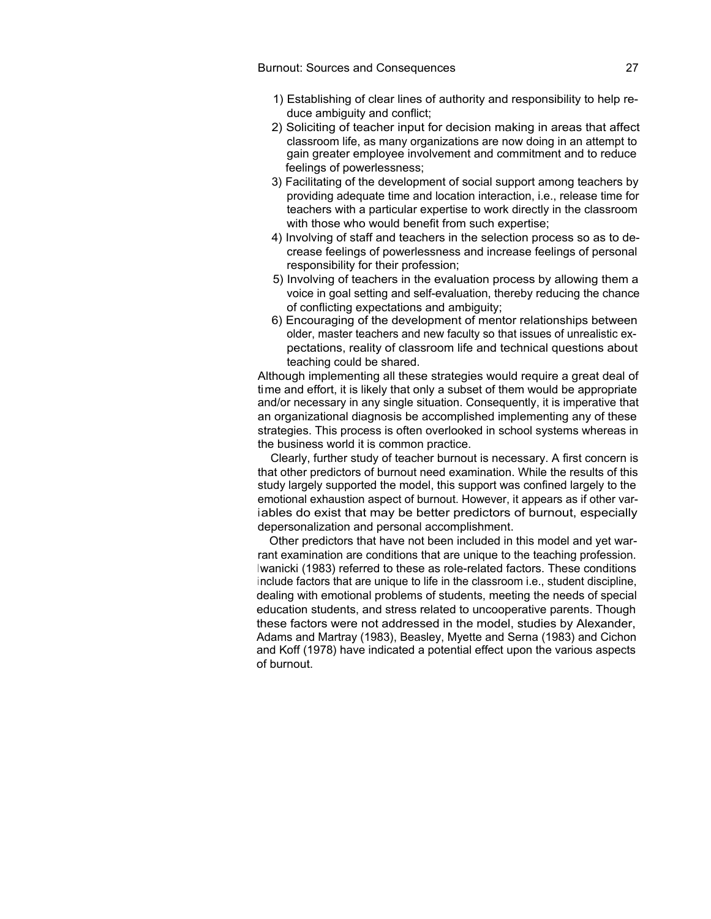1) Establishing of clear lines of authority and responsibility to help reduce ambiguity and conflict;
2) Soliciting of teacher input for decision making in areas that affect classroom life, as many organizations are now doing in an attempt to gain greater employee involvement and commitment and to reduce feelings of powerlessness;
3) Facilitating of the development of social support among teachers by providing adequate time and location interaction, i.e., release time for teachers with a particular expertise to work directly in the classroom with those who would benefit from such expertise;
4) Involving of staff and teachers in the selection process so as to decrease feelings of powerlessness and increase feelings of personal responsibility for their profession;
5) Involving of teachers in the evaluation process by allowing them a voice in goal setting and self-evaluation, thereby reducing the chance of conflicting expectations and ambiguity;
6) Encouraging of the development of mentor relationships between older, master teachers and new faculty so that issues of unrealistic expectations, reality of classroom life and technical questions about teaching could be shared.

Although implementing all these strategies would require a great deal of time and effort, it is likely that only a subset of them would be appropriate and/or necessary in any single situation. Consequently, it is imperative that an organizational diagnosis be accomplished implementing any of these strategies. This process is often overlooked in school systems whereas in the business world it is common practice.

Clearly, further study of teacher burnout is necessary. A first concern is that other predictors of burnout need examination. While the results of this study largely supported the model, this support was confined largely to the emotional exhaustion aspect of burnout. However, it appears as if other variables do exist that may be better predictors of burnout, especially depersonalization and personal accomplishment.

Other predictors that have not been included in this model and yet warrant examination are conditions that are unique to the teaching profession. Iwanicki (1983) referred to these as role-related factors. These conditions include factors that are unique to life in the classroom i.e., student discipline, dealing with emotional problems of students, meeting the needs of special education students, and stress related to uncooperative parents. Though these factors were not addressed in the model, studies by Alexander, Adams and Martray (1983), Beasley, Myette and Serna (1983) and Cichon and Koff (1978) have indicated a potential effect upon the various aspects of burnout.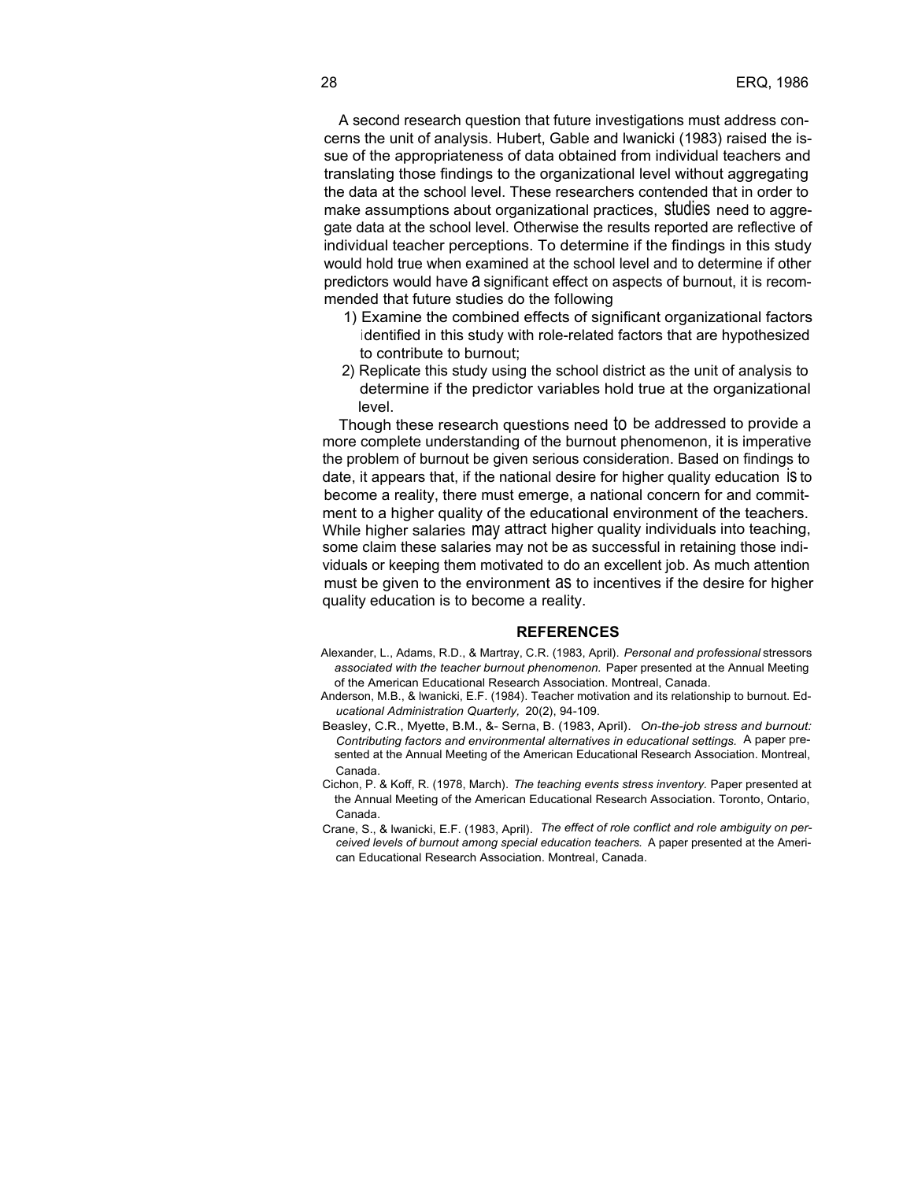A second research question that future investigations must address concerns the unit of analysis. Hubert, Gable and lwanicki (1983) raised the issue of the appropriateness of data obtained from individual teachers and translating those findings to the organizational level without aggregating the data at the school level. These researchers contended that in order to make assumptions about organizational practices, studies need to aggregate data at the school level. Otherwise the results reported are reflective of individual teacher perceptions. To determine if the findings in this study would hold true when examined at the school level and to determine if other predictors would have a significant effect on aspects of burnout, it is recommended that future studies do the following

1) Examine the combined effects of significant organizational factors identified in this study with role-related factors that are hypothesized to contribute to burnout;
2) Replicate this study using the school district as the unit of analysis to determine if the predictor variables hold true at the organizational level.

Though these research questions need to be addressed to provide a more complete understanding of the burnout phenomenon, it is imperative the problem of burnout be given serious consideration. Based on findings to date, it appears that, if the national desire for higher quality education is to become a reality, there must emerge, a national concern for and commitment to a higher quality of the educational environment of the teachers. While higher salaries may attract higher quality individuals into teaching, some claim these salaries may not be as successful in retaining those individuals or keeping them motivated to do an excellent job. As much attention must be given to the environment as to incentives if the desire for higher quality education is to become a reality.

## REFERENCES

Alexander, L., Adams, R.D., & Martray, C.R. (1983, April). *Personal and professional* stressors *associated with the teacher burnout phenomenon.* Paper presented at the Annual Meeting of the American Educational Research Association. Montreal, Canada.

Anderson, M.B., & lwanicki, E.F. (1984). Teacher motivation and its relationship to burnout. *Educational Administration Quarterly,* 20(2), 94-109.

Beasley, C.R., Myette, B.M., &- Serna, B. (1983, April). *On-the-job stress and burnout: Contributing factors and environmental alternatives in educational settings.* A paper presented at the Annual Meeting of the American Educational Research Association. Montreal, Canada.

Cichon, P. & Koff, R. (1978, March). *The teaching events stress inventory.* Paper presented at the Annual Meeting of the American Educational Research Association. Toronto, Ontario, Canada.

Crane, S., & lwanicki, E.F. (1983, April). *The effect of role conflict and role ambiguity on perceived levels of burnout among special education teachers.* A paper presented at the American Educational Research Association. Montreal, Canada.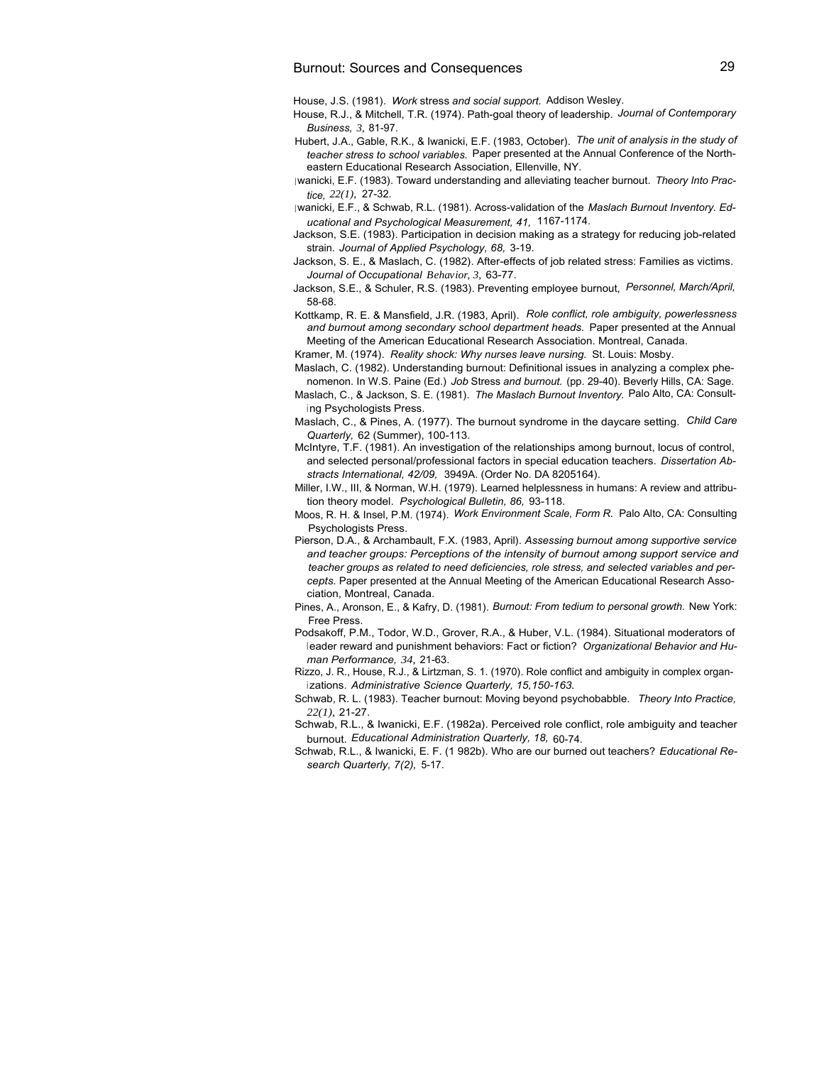House, J.S. (1981). *Work stress and social support.* Addison Wesley.

House, R.J., & Mitchell, T.R. (1974). Path-goal theory of leadership. *Journal of Contemporary Business, 3,* 81-97.

Hubert, J.A., Gable, R.K., & Iwanicki, E.F. (1983, October). *The unit of analysis in the study of teacher stress to school variables.* Paper presented at the Annual Conference of the Northeastern Educational Research Association, Ellenville, NY.

Iwanicki, E.F. (1983). Toward understanding and alleviating teacher burnout. *Theory Into Practice, 22(1)*, 27-32.

Iwanicki, E.F., & Schwab, R.L. (1981). Across-validation of the *Maslach Burnout Inventory. Educational and Psychological Measurement, 41,* 1167-1174.

Jackson, S.E. (1983). Participation in decision making as a strategy for reducing job-related strain. *Journal of Applied Psychology, 68,* 3-19.

Jackson, S. E., & Maslach, C. (1982). After-effects of job related stress: Families as victims. *Journal of Occupational Behavior, 3*, 63-77.

Jackson, S.E., & Schuler, R.S. (1983). Preventing employee burnout, *Personnel, March/April,* 58-68.

Kottkamp, R. E. & Mansfield, J.R. (1983, April). *Role conflict, role ambiguity, powerlessness and burnout among secondary school department heads.* Paper presented at the Annual Meeting of the American Educational Research Association. Montreal, Canada.

Kramer, M. (1974). *Reality shock: Why nurses leave nursing.* St. Louis: Mosby.

Maslach, C. (1982). Understanding burnout: Definitional issues in analyzing a complex phenomenon. In W.S. Paine (Ed.) *Job Stress and burnout.* (pp. 29-40). Beverly Hills, CA: Sage.

Maslach, C., & Jackson, S. E. (1981). *The Maslach Burnout Inventory.* Palo Alto, CA: Consulting Psychologists Press.

Maslach, C., & Pines, A. (1977). The burnout syndrome in the daycare setting. *Child Care Quarterly,* 62 (Summer), 100-113.

McIntyre, T.F. (1981). An investigation of the relationships among burnout, locus of control, and selected personal/professional factors in special education teachers. *Dissertation Abstracts International, 42/09,* 3949A. (Order No. DA 8205164).

Miller, I.W., III, & Norman, W.H. (1979). Learned helplessness in humans: A review and attribution theory model. *Psychological Bulletin, 86,* 93-118.

Moos, R. H. & Insel, P.M. (1974). *Work Environment Scale, Form R.* Palo Alto, CA: Consulting Psychologists Press.

Pierson, D.A., & Archambault, F.X. (1983, April). *Assessing burnout among supportive service and teacher groups: Perceptions of the intensity of burnout among support service and teacher groups as related to need deficiencies, role stress, and selected variables and percepts.* Paper presented at the Annual Meeting of the American Educational Research Association, Montreal, Canada.

Pines, A., Aronson, E., & Kafry, D. (1981). *Burnout: From tedium to personal growth.* New York: Free Press.

Podsakoff, P.M., Todor, W.D., Grover, R.A., & Huber, V.L. (1984). Situational moderators of leader reward and punishment behaviors: Fact or fiction? *Organizational Behavior and Human Performance, 34,* 21-63.

Rizzo, J. R., House, R.J., & Lirtzman, S. 1. (1970). Role conflict and ambiguity in complex organizations. *Administrative Science Quarterly, 15,150-163.*

Schwab, R. L. (1983). Teacher burnout: Moving beyond psychobabble. *Theory Into Practice, 22(1),* 21-27.

Schwab, R.L., & Iwanicki, E.F. (1982a). Perceived role conflict, role ambiguity and teacher burnout. *Educational Administration Quarterly, 18,* 60-74.

Schwab, R.L., & Iwanicki, E. F. (1 982b). Who are our burned out teachers? *Educational Research Quarterly, 7(2),* 5-17.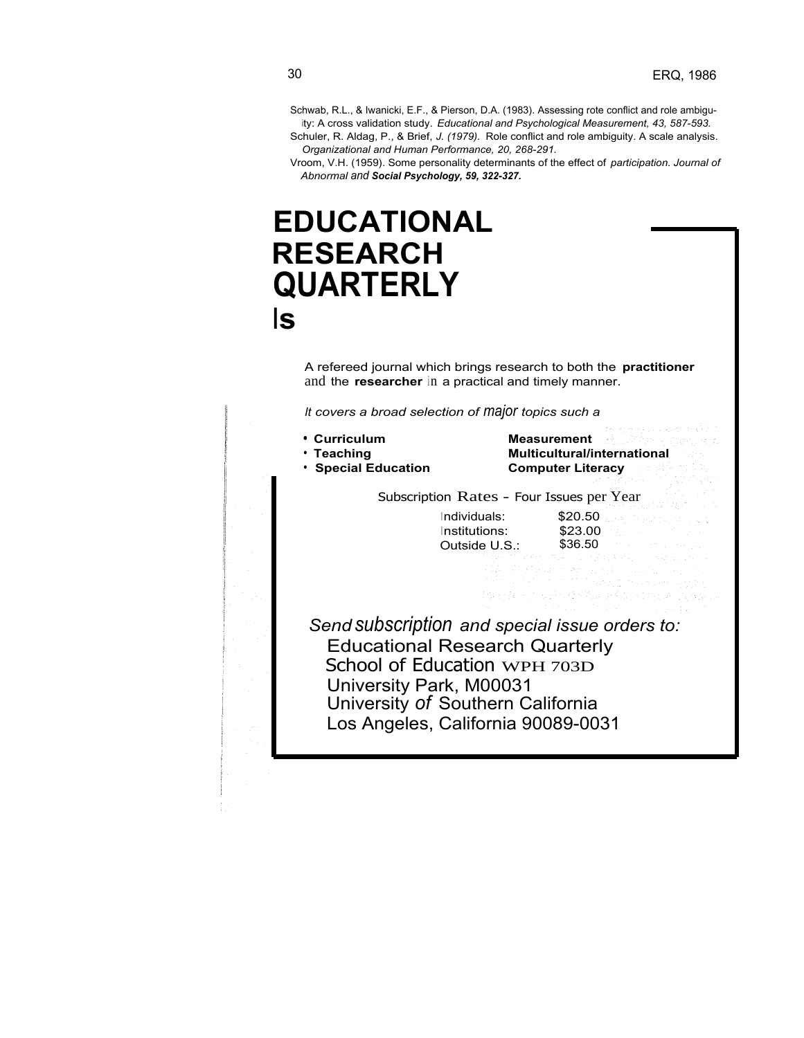Schwab, R.L., & Iwanicki, E.F., & Pierson, D.A. (1983). Assessing rote conflict and role ambiguity: A cross validation study. *Educational and Psychological Measurement, 43, 587-593.*

Schuler, R. Aldag, P., & Brief, *J. (1979).* Role conflict and role ambiguity. A scale analysis. *Organizational and Human Performance, 20, 268-291.*

Vroom, V.H. (1959). Some personality determinants of the effect of *participation. Journal of Abnormal and* ***Social Psychology, 59, 322-327.***

# EDUCATIONAL RESEARCH QUARTERLY

# ls

A refereed journal which brings research to both the **practitioner** and the **researcher** in a practical and timely manner.

*It covers a broad selection of major topics such a*

- **Curriculum**
- **Teaching**
- **Special Education**
- **Measurement**
- **Multicultural/international**
- **Computer Literacy**

Subscription Rates - Four Issues per Year

| | |
|---|---|
| Individuals: | $20.50 |
| Institutions: | $23.00 |
| Outside U.S.: | $36.50 |

*Send subscription and special issue orders to:*

Educational Research Quarterly
School of Education WPH 703D
University Park, M00031
University *of* Southern California
Los Angeles, California 90089-0031